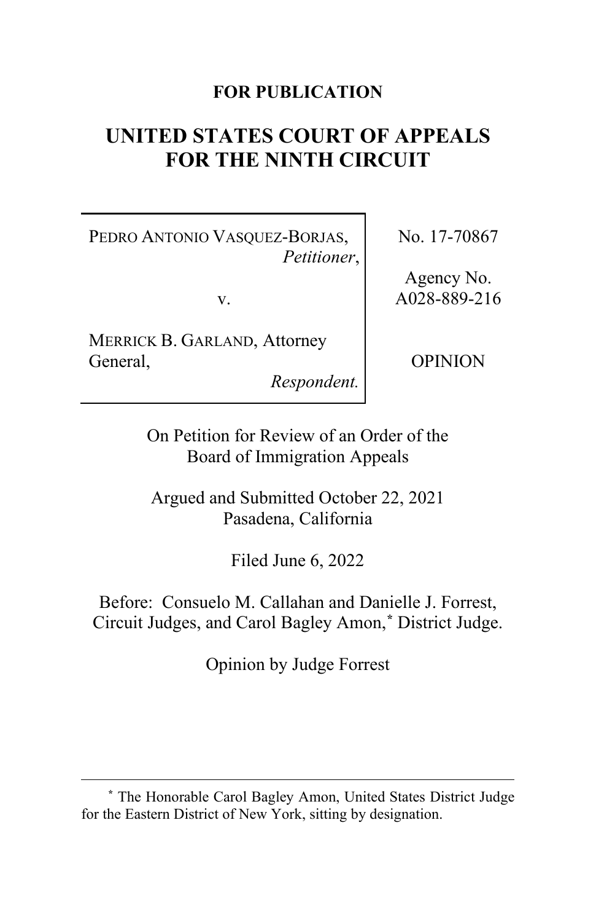**FOR PUBLICATION**

# UNITED STATES COURT OF APPEALS FOR THE NINTH CIRCUIT

| | |
|---|---|
| PEDRO ANTONIO VASQUEZ-BORJAS, *Petitioner*,<br><br>v.<br><br>MERRICK B. GARLAND, Attorney General, *Respondent.* | No. 17-70867<br><br>Agency No. A028-889-216<br><br>OPINION |

On Petition for Review of an Order of the Board of Immigration Appeals

Argued and Submitted October 22, 2021
Pasadena, California

Filed June 6, 2022

Before: Consuelo M. Callahan and Danielle J. Forrest, Circuit Judges, and Carol Bagley Amon,* District Judge.

Opinion by Judge Forrest

---

\* The Honorable Carol Bagley Amon, United States District Judge for the Eastern District of New York, sitting by designation.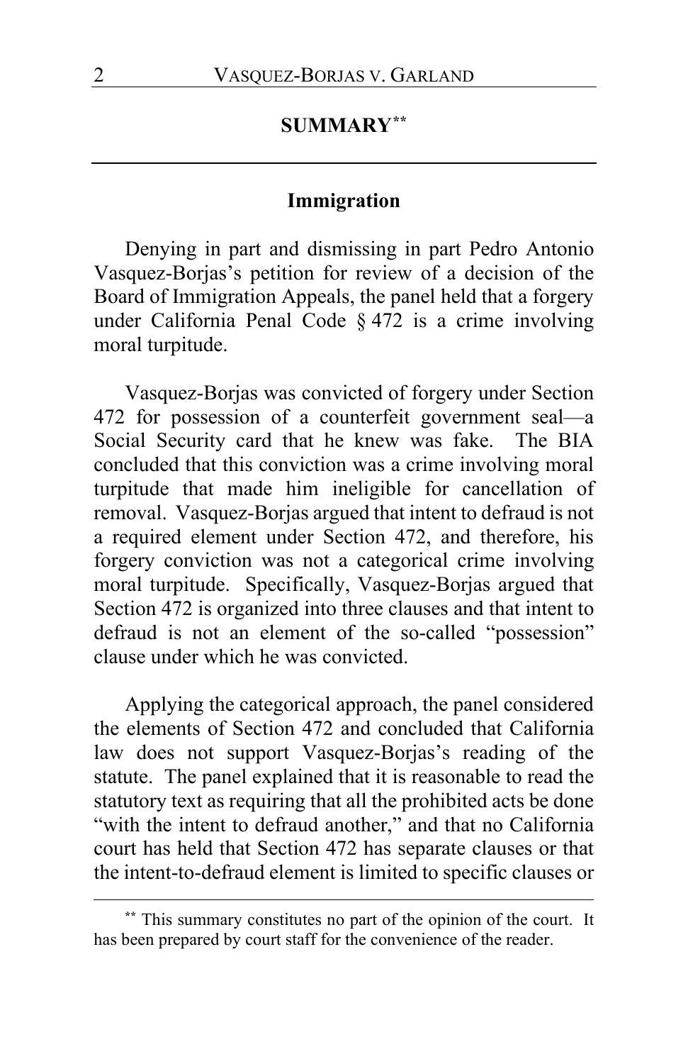## SUMMARY[**]

### Immigration

Denying in part and dismissing in part Pedro Antonio Vasquez-Borjas's petition for review of a decision of the Board of Immigration Appeals, the panel held that a forgery under California Penal Code § 472 is a crime involving moral turpitude.

Vasquez-Borjas was convicted of forgery under Section 472 for possession of a counterfeit government seal—a Social Security card that he knew was fake. The BIA concluded that this conviction was a crime involving moral turpitude that made him ineligible for cancellation of removal. Vasquez-Borjas argued that intent to defraud is not a required element under Section 472, and therefore, his forgery conviction was not a categorical crime involving moral turpitude. Specifically, Vasquez-Borjas argued that Section 472 is organized into three clauses and that intent to defraud is not an element of the so-called "possession" clause under which he was convicted.

Applying the categorical approach, the panel considered the elements of Section 472 and concluded that California law does not support Vasquez-Borjas's reading of the statute. The panel explained that it is reasonable to read the statutory text as requiring that all the prohibited acts be done "with the intent to defraud another," and that no California court has held that Section 472 has separate clauses or that the intent-to-defraud element is limited to specific clauses or

[**] This summary constitutes no part of the opinion of the court. It has been prepared by court staff for the convenience of the reader.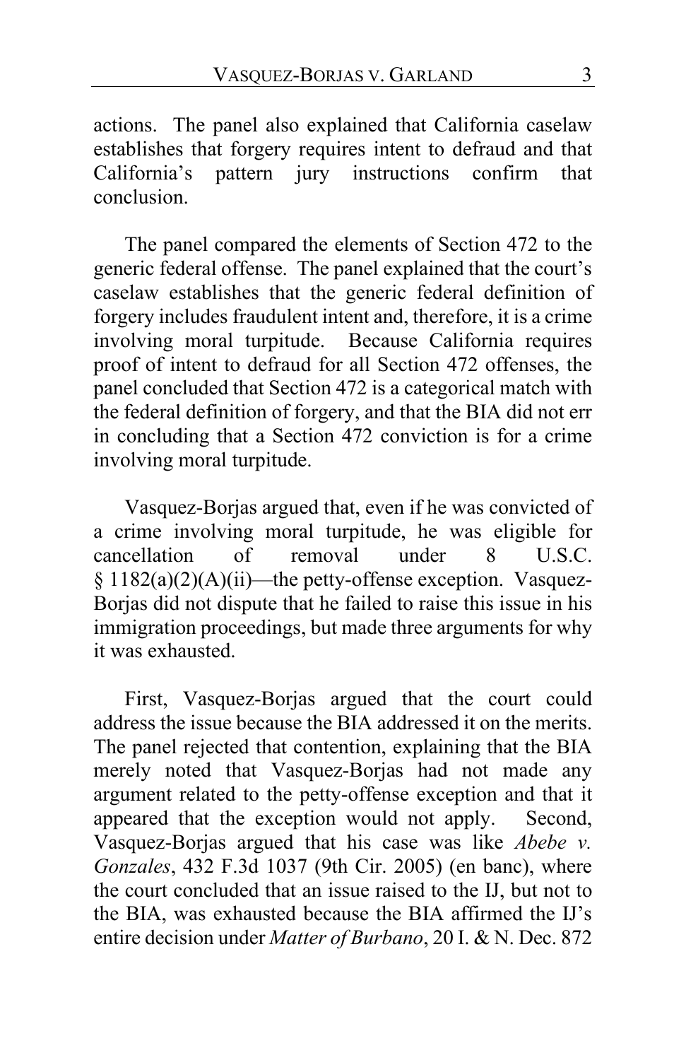actions. The panel also explained that California caselaw establishes that forgery requires intent to defraud and that California's pattern jury instructions confirm that conclusion.

The panel compared the elements of Section 472 to the generic federal offense. The panel explained that the court's caselaw establishes that the generic federal definition of forgery includes fraudulent intent and, therefore, it is a crime involving moral turpitude. Because California requires proof of intent to defraud for all Section 472 offenses, the panel concluded that Section 472 is a categorical match with the federal definition of forgery, and that the BIA did not err in concluding that a Section 472 conviction is for a crime involving moral turpitude.

Vasquez-Borjas argued that, even if he was convicted of a crime involving moral turpitude, he was eligible for cancellation of removal under 8 U.S.C. § 1182(a)(2)(A)(ii)—the petty-offense exception. Vasquez-Borjas did not dispute that he failed to raise this issue in his immigration proceedings, but made three arguments for why it was exhausted.

First, Vasquez-Borjas argued that the court could address the issue because the BIA addressed it on the merits. The panel rejected that contention, explaining that the BIA merely noted that Vasquez-Borjas had not made any argument related to the petty-offense exception and that it appeared that the exception would not apply. Second, Vasquez-Borjas argued that his case was like *Abebe v. Gonzales*, 432 F.3d 1037 (9th Cir. 2005) (en banc), where the court concluded that an issue raised to the IJ, but not to the BIA, was exhausted because the BIA affirmed the IJ's entire decision under *Matter of Burbano*, 20 I. & N. Dec. 872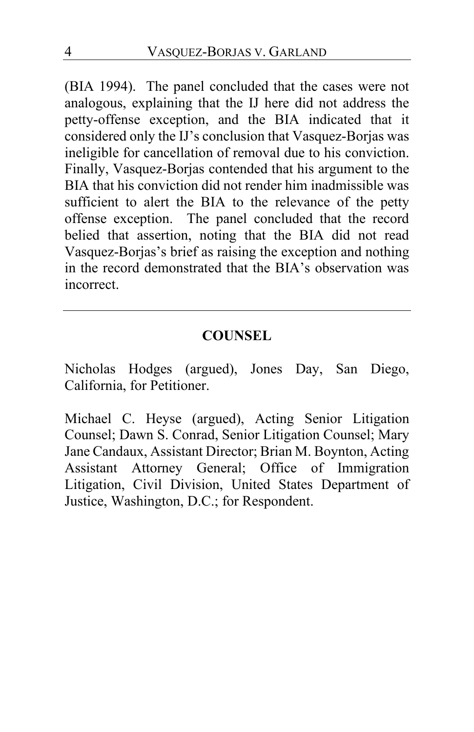(BIA 1994). The panel concluded that the cases were not analogous, explaining that the IJ here did not address the petty-offense exception, and the BIA indicated that it considered only the IJ's conclusion that Vasquez-Borjas was ineligible for cancellation of removal due to his conviction. Finally, Vasquez-Borjas contended that his argument to the BIA that his conviction did not render him inadmissible was sufficient to alert the BIA to the relevance of the petty offense exception. The panel concluded that the record belied that assertion, noting that the BIA did not read Vasquez-Borjas's brief as raising the exception and nothing in the record demonstrated that the BIA's observation was incorrect.

---

## COUNSEL

Nicholas Hodges (argued), Jones Day, San Diego, California, for Petitioner.

Michael C. Heyse (argued), Acting Senior Litigation Counsel; Dawn S. Conrad, Senior Litigation Counsel; Mary Jane Candaux, Assistant Director; Brian M. Boynton, Acting Assistant Attorney General; Office of Immigration Litigation, Civil Division, United States Department of Justice, Washington, D.C.; for Respondent.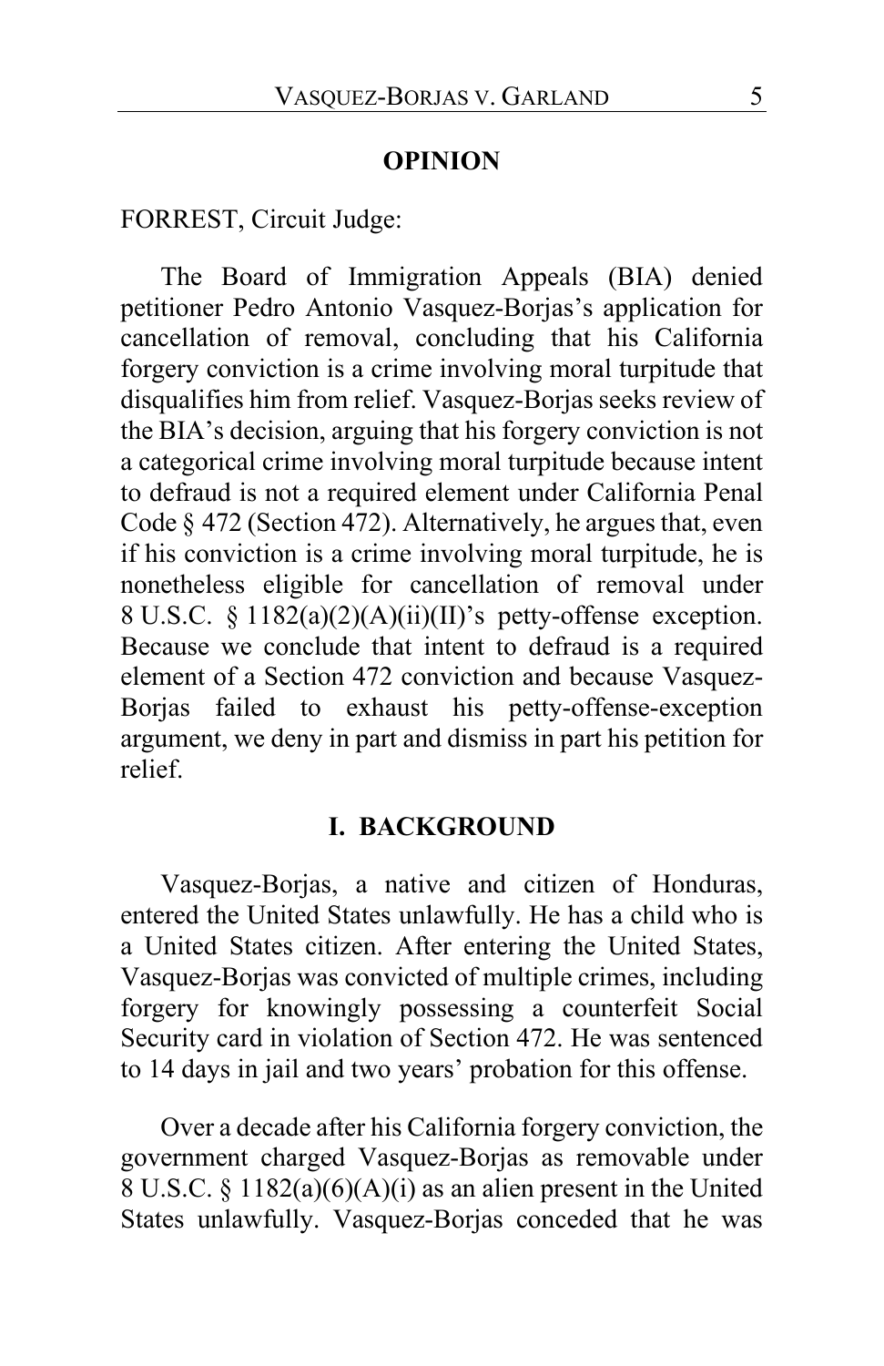## OPINION

FORREST, Circuit Judge:

The Board of Immigration Appeals (BIA) denied petitioner Pedro Antonio Vasquez-Borjas's application for cancellation of removal, concluding that his California forgery conviction is a crime involving moral turpitude that disqualifies him from relief. Vasquez-Borjas seeks review of the BIA's decision, arguing that his forgery conviction is not a categorical crime involving moral turpitude because intent to defraud is not a required element under California Penal Code § 472 (Section 472). Alternatively, he argues that, even if his conviction is a crime involving moral turpitude, he is nonetheless eligible for cancellation of removal under 8 U.S.C. § 1182(a)(2)(A)(ii)(II)'s petty-offense exception. Because we conclude that intent to defraud is a required element of a Section 472 conviction and because Vasquez-Borjas failed to exhaust his petty-offense-exception argument, we deny in part and dismiss in part his petition for relief.

## I. BACKGROUND

Vasquez-Borjas, a native and citizen of Honduras, entered the United States unlawfully. He has a child who is a United States citizen. After entering the United States, Vasquez-Borjas was convicted of multiple crimes, including forgery for knowingly possessing a counterfeit Social Security card in violation of Section 472. He was sentenced to 14 days in jail and two years' probation for this offense.

Over a decade after his California forgery conviction, the government charged Vasquez-Borjas as removable under 8 U.S.C. § 1182(a)(6)(A)(i) as an alien present in the United States unlawfully. Vasquez-Borjas conceded that he was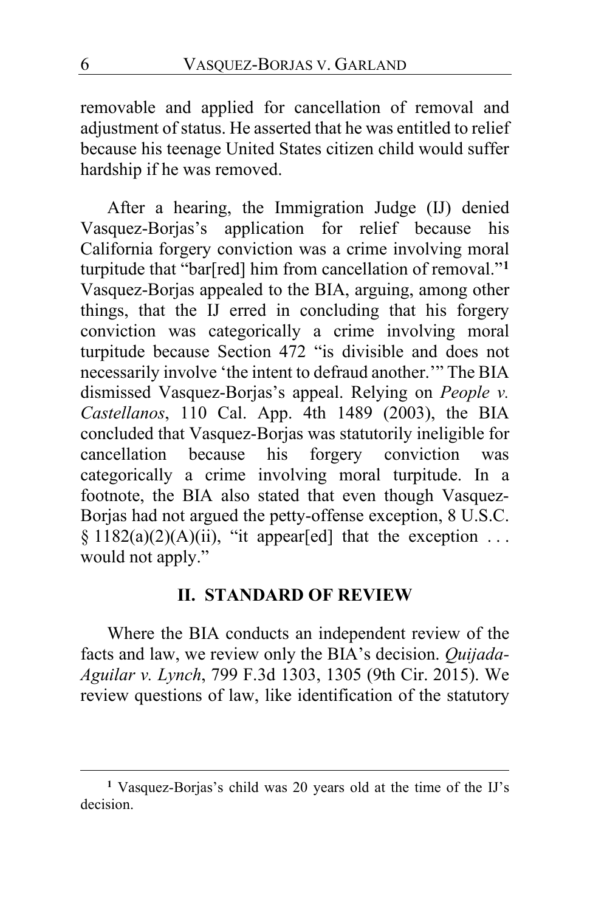removable and applied for cancellation of removal and adjustment of status. He asserted that he was entitled to relief because his teenage United States citizen child would suffer hardship if he was removed.

After a hearing, the Immigration Judge (IJ) denied Vasquez-Borjas's application for relief because his California forgery conviction was a crime involving moral turpitude that "bar[red] him from cancellation of removal."[1] Vasquez-Borjas appealed to the BIA, arguing, among other things, that the IJ erred in concluding that his forgery conviction was categorically a crime involving moral turpitude because Section 472 "is divisible and does not necessarily involve 'the intent to defraud another.'" The BIA dismissed Vasquez-Borjas's appeal. Relying on *People v. Castellanos*, 110 Cal. App. 4th 1489 (2003), the BIA concluded that Vasquez-Borjas was statutorily ineligible for cancellation because his forgery conviction was categorically a crime involving moral turpitude. In a footnote, the BIA also stated that even though Vasquez-Borjas had not argued the petty-offense exception, 8 U.S.C. § 1182(a)(2)(A)(ii), "it appear[ed] that the exception . . . would not apply."

## II. STANDARD OF REVIEW

Where the BIA conducts an independent review of the facts and law, we review only the BIA's decision. *Quijada-Aguilar v. Lynch*, 799 F.3d 1303, 1305 (9th Cir. 2015). We review questions of law, like identification of the statutory

---

[1] Vasquez-Borjas's child was 20 years old at the time of the IJ's decision.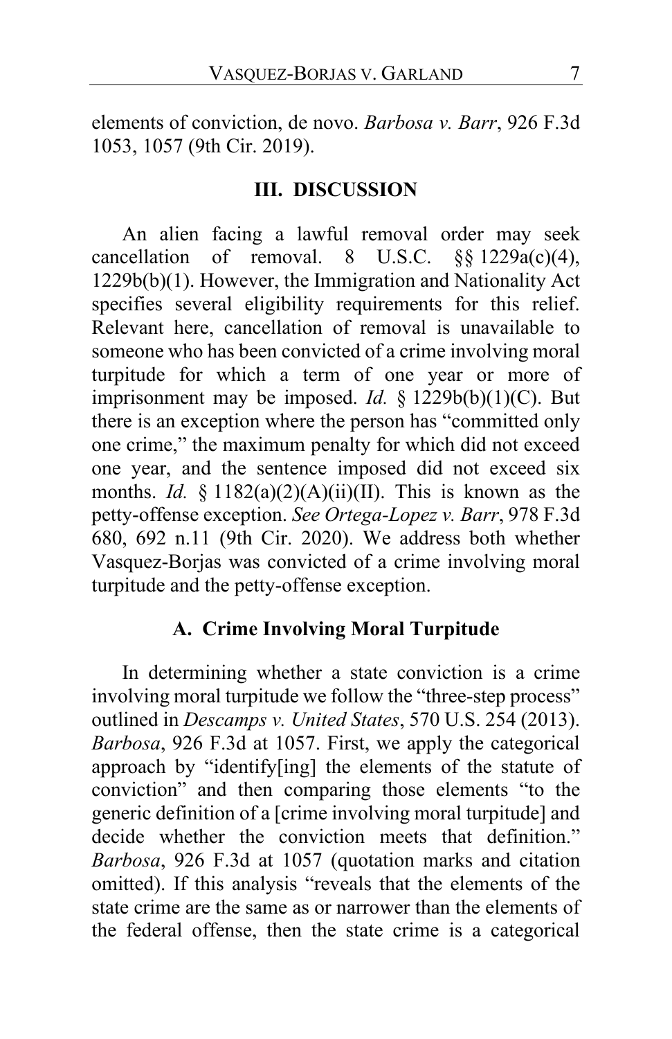elements of conviction, de novo. *Barbosa v. Barr*, 926 F.3d 1053, 1057 (9th Cir. 2019).

## III. DISCUSSION

An alien facing a lawful removal order may seek cancellation of removal. 8 U.S.C. §§ 1229a(c)(4), 1229b(b)(1). However, the Immigration and Nationality Act specifies several eligibility requirements for this relief. Relevant here, cancellation of removal is unavailable to someone who has been convicted of a crime involving moral turpitude for which a term of one year or more of imprisonment may be imposed. *Id.* § 1229b(b)(1)(C). But there is an exception where the person has "committed only one crime," the maximum penalty for which did not exceed one year, and the sentence imposed did not exceed six months. *Id.* § 1182(a)(2)(A)(ii)(II). This is known as the petty-offense exception. *See Ortega-Lopez v. Barr*, 978 F.3d 680, 692 n.11 (9th Cir. 2020). We address both whether Vasquez-Borjas was convicted of a crime involving moral turpitude and the petty-offense exception.

### A. Crime Involving Moral Turpitude

In determining whether a state conviction is a crime involving moral turpitude we follow the "three-step process" outlined in *Descamps v. United States*, 570 U.S. 254 (2013). *Barbosa*, 926 F.3d at 1057. First, we apply the categorical approach by "identify[ing] the elements of the statute of conviction" and then comparing those elements "to the generic definition of a [crime involving moral turpitude] and decide whether the conviction meets that definition." *Barbosa*, 926 F.3d at 1057 (quotation marks and citation omitted). If this analysis "reveals that the elements of the state crime are the same as or narrower than the elements of the federal offense, then the state crime is a categorical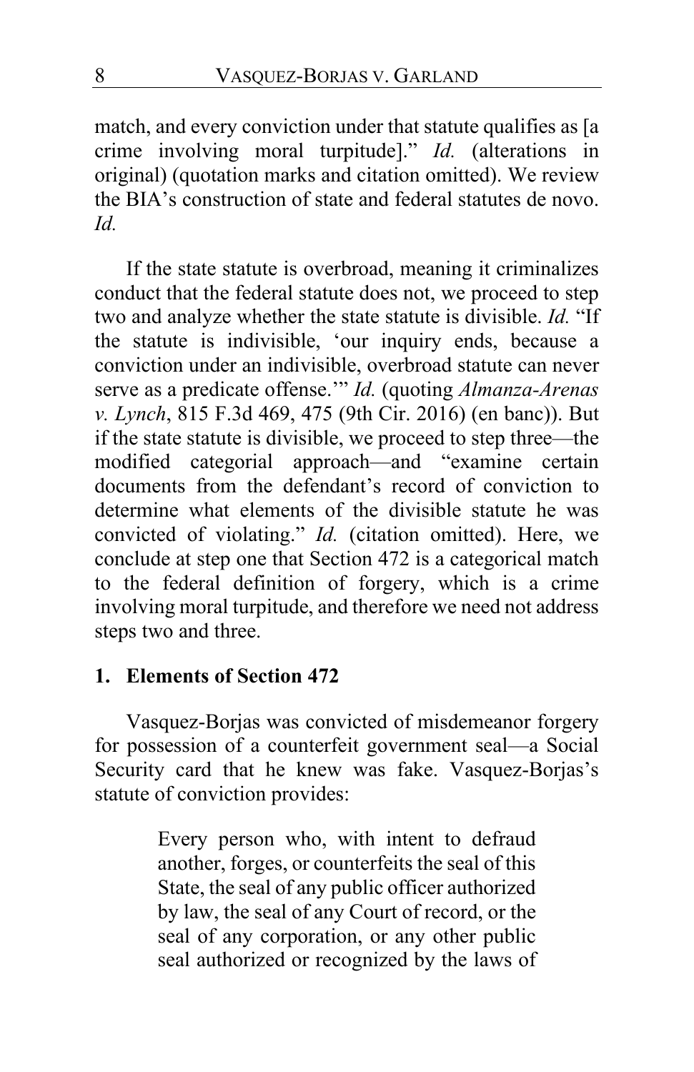match, and every conviction under that statute qualifies as [a crime involving moral turpitude]." *Id.* (alterations in original) (quotation marks and citation omitted). We review the BIA's construction of state and federal statutes de novo. *Id.*

If the state statute is overbroad, meaning it criminalizes conduct that the federal statute does not, we proceed to step two and analyze whether the state statute is divisible. *Id.* "If the statute is indivisible, 'our inquiry ends, because a conviction under an indivisible, overbroad statute can never serve as a predicate offense.'" *Id.* (quoting *Almanza-Arenas v. Lynch*, 815 F.3d 469, 475 (9th Cir. 2016) (en banc)). But if the state statute is divisible, we proceed to step three—the modified categorical approach—and "examine certain documents from the defendant's record of conviction to determine what elements of the divisible statute he was convicted of violating." *Id.* (citation omitted). Here, we conclude at step one that Section 472 is a categorical match to the federal definition of forgery, which is a crime involving moral turpitude, and therefore we need not address steps two and three.

### 1. Elements of Section 472

Vasquez-Borjas was convicted of misdemeanor forgery for possession of a counterfeit government seal—a Social Security card that he knew was fake. Vasquez-Borjas's statute of conviction provides:

> Every person who, with intent to defraud another, forges, or counterfeits the seal of this State, the seal of any public officer authorized by law, the seal of any Court of record, or the seal of any corporation, or any other public seal authorized or recognized by the laws of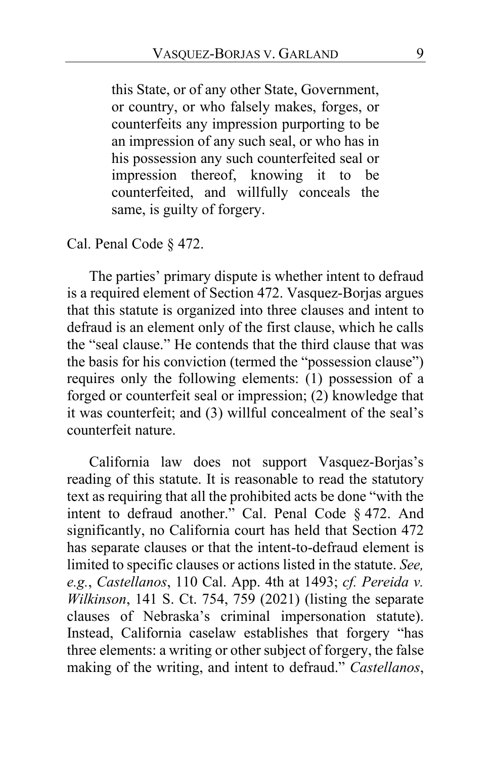> this State, or of any other State, Government, or country, or who falsely makes, forges, or counterfeits any impression purporting to be an impression of any such seal, or who has in his possession any such counterfeited seal or impression thereof, knowing it to be counterfeited, and willfully conceals the same, is guilty of forgery.

Cal. Penal Code § 472.

The parties' primary dispute is whether intent to defraud is a required element of Section 472. Vasquez-Borjas argues that this statute is organized into three clauses and intent to defraud is an element only of the first clause, which he calls the "seal clause." He contends that the third clause that was the basis for his conviction (termed the "possession clause") requires only the following elements: (1) possession of a forged or counterfeit seal or impression; (2) knowledge that it was counterfeit; and (3) willful concealment of the seal's counterfeit nature.

California law does not support Vasquez-Borjas's reading of this statute. It is reasonable to read the statutory text as requiring that all the prohibited acts be done "with the intent to defraud another." Cal. Penal Code § 472. And significantly, no California court has held that Section 472 has separate clauses or that the intent-to-defraud element is limited to specific clauses or actions listed in the statute. *See, e.g.*, *Castellanos*, 110 Cal. App. 4th at 1493; *cf. Pereida v. Wilkinson*, 141 S. Ct. 754, 759 (2021) (listing the separate clauses of Nebraska's criminal impersonation statute). Instead, California caselaw establishes that forgery "has three elements: a writing or other subject of forgery, the false making of the writing, and intent to defraud." *Castellanos*,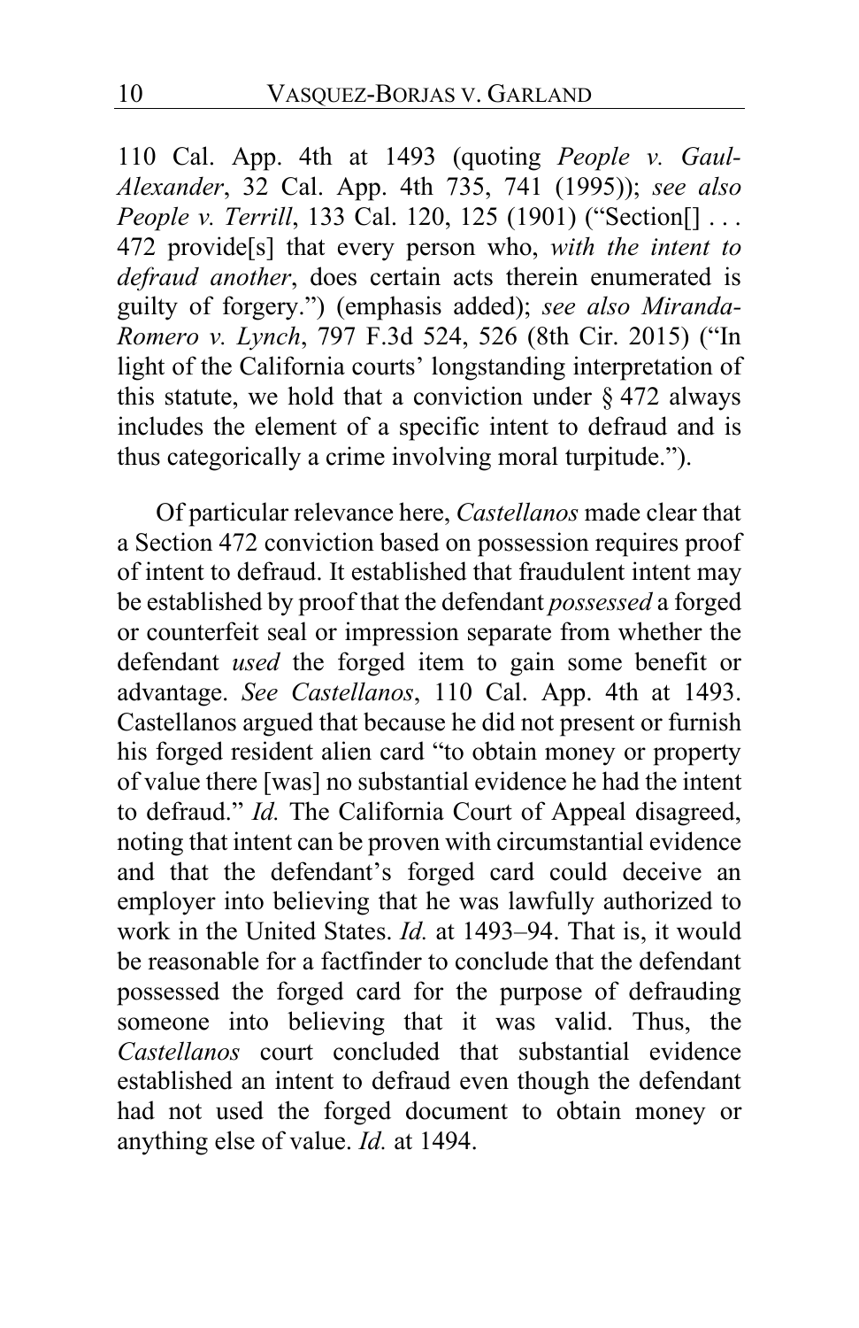110 Cal. App. 4th at 1493 (quoting *People v. Gaul-Alexander*, 32 Cal. App. 4th 735, 741 (1995)); *see also People v. Terrill*, 133 Cal. 120, 125 (1901) ("Section[] . . . 472 provide[s] that every person who, *with the intent to defraud another*, does certain acts therein enumerated is guilty of forgery.") (emphasis added); *see also Miranda-Romero v. Lynch*, 797 F.3d 524, 526 (8th Cir. 2015) ("In light of the California courts' longstanding interpretation of this statute, we hold that a conviction under § 472 always includes the element of a specific intent to defraud and is thus categorically a crime involving moral turpitude.").

Of particular relevance here, *Castellanos* made clear that a Section 472 conviction based on possession requires proof of intent to defraud. It established that fraudulent intent may be established by proof that the defendant *possessed* a forged or counterfeit seal or impression separate from whether the defendant *used* the forged item to gain some benefit or advantage. *See Castellanos*, 110 Cal. App. 4th at 1493. Castellanos argued that because he did not present or furnish his forged resident alien card "to obtain money or property of value there [was] no substantial evidence he had the intent to defraud." *Id.* The California Court of Appeal disagreed, noting that intent can be proven with circumstantial evidence and that the defendant's forged card could deceive an employer into believing that he was lawfully authorized to work in the United States. *Id.* at 1493–94. That is, it would be reasonable for a factfinder to conclude that the defendant possessed the forged card for the purpose of defrauding someone into believing that it was valid. Thus, the *Castellanos* court concluded that substantial evidence established an intent to defraud even though the defendant had not used the forged document to obtain money or anything else of value. *Id.* at 1494.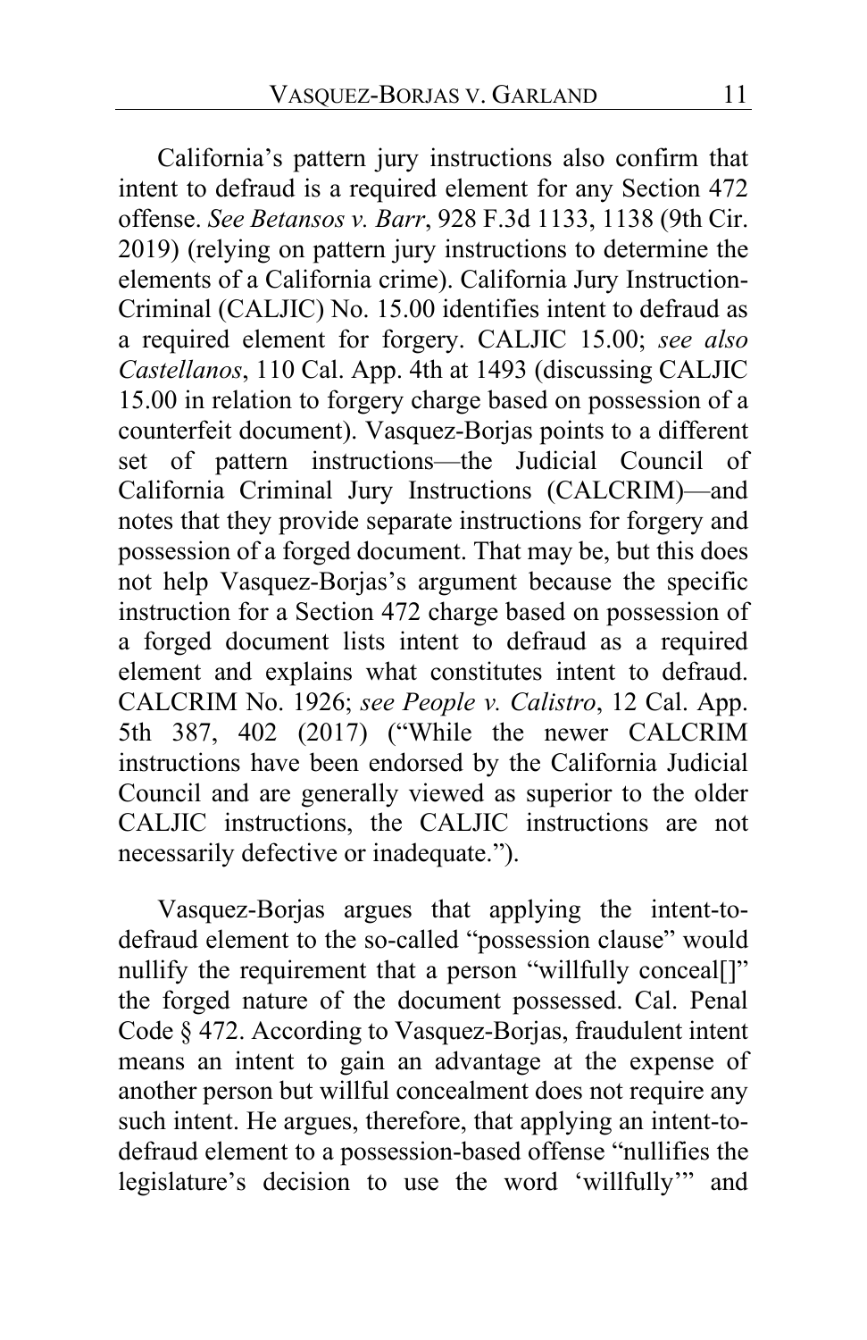California's pattern jury instructions also confirm that intent to defraud is a required element for any Section 472 offense. *See Betansos v. Barr*, 928 F.3d 1133, 1138 (9th Cir. 2019) (relying on pattern jury instructions to determine the elements of a California crime). California Jury Instruction-Criminal (CALJIC) No. 15.00 identifies intent to defraud as a required element for forgery. CALJIC 15.00; *see also Castellanos*, 110 Cal. App. 4th at 1493 (discussing CALJIC 15.00 in relation to forgery charge based on possession of a counterfeit document). Vasquez-Borjas points to a different set of pattern instructions—the Judicial Council of California Criminal Jury Instructions (CALCRIM)—and notes that they provide separate instructions for forgery and possession of a forged document. That may be, but this does not help Vasquez-Borjas's argument because the specific instruction for a Section 472 charge based on possession of a forged document lists intent to defraud as a required element and explains what constitutes intent to defraud. CALCRIM No. 1926; *see People v. Calistro*, 12 Cal. App. 5th 387, 402 (2017) ("While the newer CALCRIM instructions have been endorsed by the California Judicial Council and are generally viewed as superior to the older CALJIC instructions, the CALJIC instructions are not necessarily defective or inadequate.").

Vasquez-Borjas argues that applying the intent-to-defraud element to the so-called "possession clause" would nullify the requirement that a person "willfully conceal[]" the forged nature of the document possessed. Cal. Penal Code § 472. According to Vasquez-Borjas, fraudulent intent means an intent to gain an advantage at the expense of another person but willful concealment does not require any such intent. He argues, therefore, that applying an intent-to-defraud element to a possession-based offense "nullifies the legislature's decision to use the word 'willfully'" and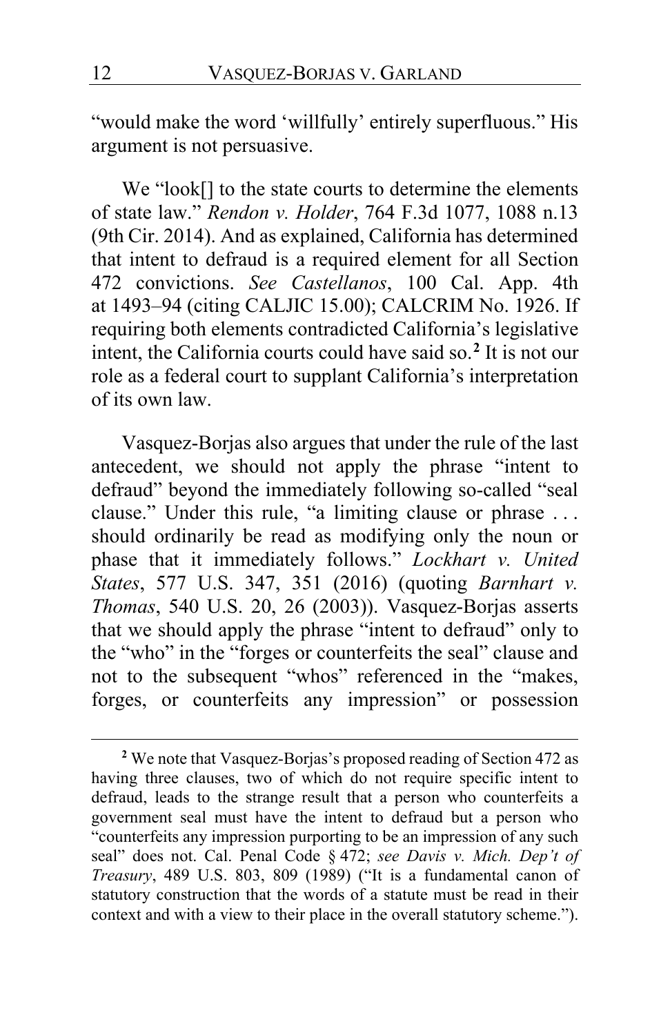"would make the word 'willfully' entirely superfluous." His argument is not persuasive.

We "look[] to the state courts to determine the elements of state law." *Rendon v. Holder*, 764 F.3d 1077, 1088 n.13 (9th Cir. 2014). And as explained, California has determined that intent to defraud is a required element for all Section 472 convictions. *See Castellanos*, 100 Cal. App. 4th at 1493–94 (citing CALJIC 15.00); CALCRIM No. 1926. If requiring both elements contradicted California's legislative intent, the California courts could have said so.[2] It is not our role as a federal court to supplant California's interpretation of its own law.

Vasquez-Borjas also argues that under the rule of the last antecedent, we should not apply the phrase "intent to defraud" beyond the immediately following so-called "seal clause." Under this rule, "a limiting clause or phrase . . . should ordinarily be read as modifying only the noun or phase that it immediately follows." *Lockhart v. United States*, 577 U.S. 347, 351 (2016) (quoting *Barnhart v. Thomas*, 540 U.S. 20, 26 (2003)). Vasquez-Borjas asserts that we should apply the phrase "intent to defraud" only to the "who" in the "forges or counterfeits the seal" clause and not to the subsequent "whos" referenced in the "makes, forges, or counterfeits any impression" or possession

---

[2] We note that Vasquez-Borjas's proposed reading of Section 472 as having three clauses, two of which do not require specific intent to defraud, leads to the strange result that a person who counterfeits a government seal must have the intent to defraud but a person who "counterfeits any impression purporting to be an impression of any such seal" does not. Cal. Penal Code § 472; *see Davis v. Mich. Dep't of Treasury*, 489 U.S. 803, 809 (1989) ("It is a fundamental canon of statutory construction that the words of a statute must be read in their context and with a view to their place in the overall statutory scheme.").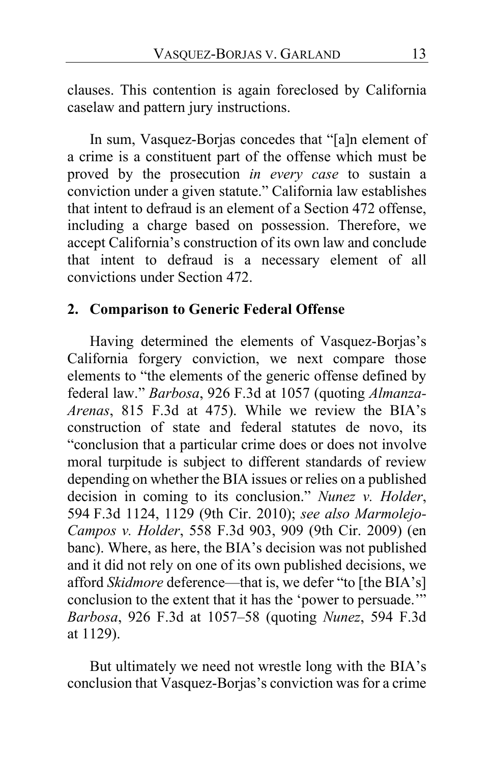clauses. This contention is again foreclosed by California caselaw and pattern jury instructions.

In sum, Vasquez-Borjas concedes that "[a]n element of a crime is a constituent part of the offense which must be proved by the prosecution *in every case* to sustain a conviction under a given statute." California law establishes that intent to defraud is an element of a Section 472 offense, including a charge based on possession. Therefore, we accept California's construction of its own law and conclude that intent to defraud is a necessary element of all convictions under Section 472.

### 2. Comparison to Generic Federal Offense

Having determined the elements of Vasquez-Borjas's California forgery conviction, we next compare those elements to "the elements of the generic offense defined by federal law." *Barbosa*, 926 F.3d at 1057 (quoting *Almanza-Arenas*, 815 F.3d at 475). While we review the BIA's construction of state and federal statutes de novo, its "conclusion that a particular crime does or does not involve moral turpitude is subject to different standards of review depending on whether the BIA issues or relies on a published decision in coming to its conclusion." *Nunez v. Holder*, 594 F.3d 1124, 1129 (9th Cir. 2010); *see also Marmolejo-Campos v. Holder*, 558 F.3d 903, 909 (9th Cir. 2009) (en banc). Where, as here, the BIA's decision was not published and it did not rely on one of its own published decisions, we afford *Skidmore* deference—that is, we defer "to [the BIA's] conclusion to the extent that it has the 'power to persuade.'" *Barbosa*, 926 F.3d at 1057–58 (quoting *Nunez*, 594 F.3d at 1129).

But ultimately we need not wrestle long with the BIA's conclusion that Vasquez-Borjas's conviction was for a crime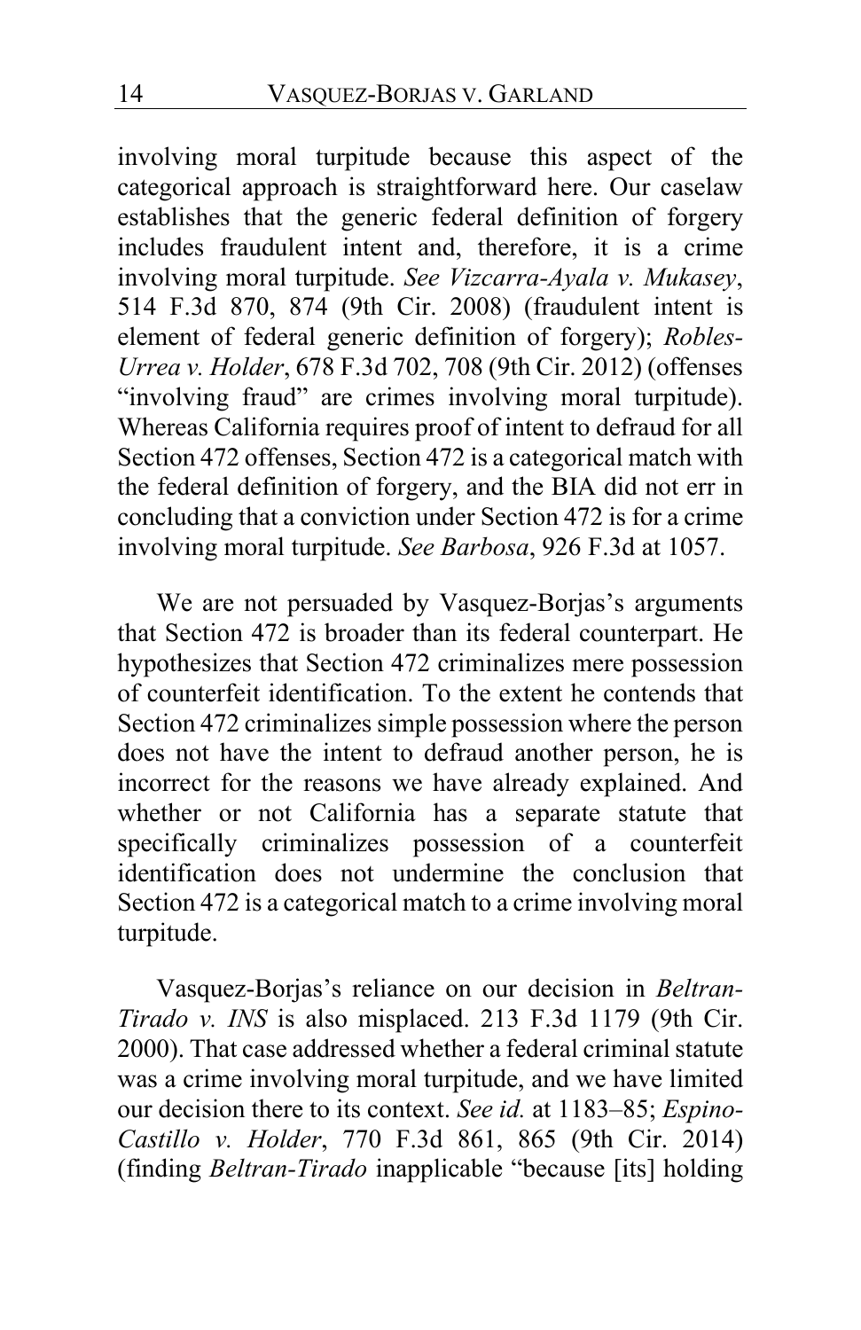involving moral turpitude because this aspect of the categorical approach is straightforward here. Our caselaw establishes that the generic federal definition of forgery includes fraudulent intent and, therefore, it is a crime involving moral turpitude. *See Vizcarra-Ayala v. Mukasey*, 514 F.3d 870, 874 (9th Cir. 2008) (fraudulent intent is element of federal generic definition of forgery); *Robles-Urrea v. Holder*, 678 F.3d 702, 708 (9th Cir. 2012) (offenses "involving fraud" are crimes involving moral turpitude). Whereas California requires proof of intent to defraud for all Section 472 offenses, Section 472 is a categorical match with the federal definition of forgery, and the BIA did not err in concluding that a conviction under Section 472 is for a crime involving moral turpitude. *See Barbosa*, 926 F.3d at 1057.

We are not persuaded by Vasquez-Borjas's arguments that Section 472 is broader than its federal counterpart. He hypothesizes that Section 472 criminalizes mere possession of counterfeit identification. To the extent he contends that Section 472 criminalizes simple possession where the person does not have the intent to defraud another person, he is incorrect for the reasons we have already explained. And whether or not California has a separate statute that specifically criminalizes possession of a counterfeit identification does not undermine the conclusion that Section 472 is a categorical match to a crime involving moral turpitude.

Vasquez-Borjas's reliance on our decision in *Beltran-Tirado v. INS* is also misplaced. 213 F.3d 1179 (9th Cir. 2000). That case addressed whether a federal criminal statute was a crime involving moral turpitude, and we have limited our decision there to its context. *See id.* at 1183–85; *Espino-Castillo v. Holder*, 770 F.3d 861, 865 (9th Cir. 2014) (finding *Beltran-Tirado* inapplicable "because [its] holding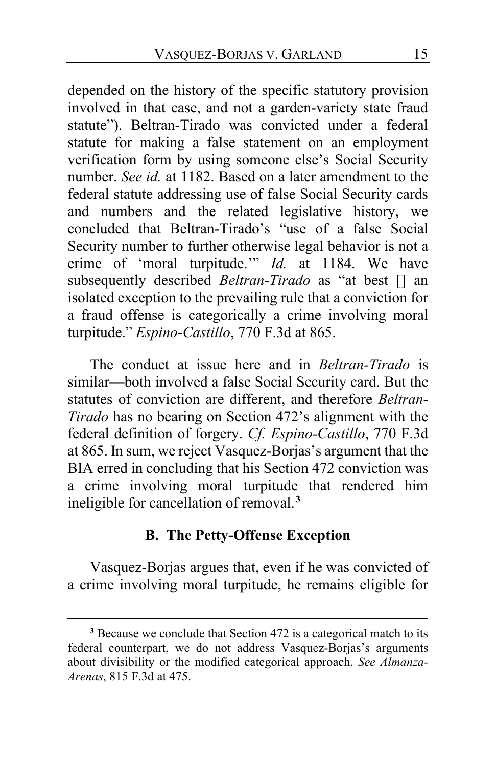depended on the history of the specific statutory provision involved in that case, and not a garden-variety state fraud statute"). Beltran-Tirado was convicted under a federal statute for making a false statement on an employment verification form by using someone else's Social Security number. *See id.* at 1182. Based on a later amendment to the federal statute addressing use of false Social Security cards and numbers and the related legislative history, we concluded that Beltran-Tirado's "use of a false Social Security number to further otherwise legal behavior is not a crime of 'moral turpitude.'" *Id.* at 1184. We have subsequently described *Beltran-Tirado* as "at best [] an isolated exception to the prevailing rule that a conviction for a fraud offense is categorically a crime involving moral turpitude." *Espino-Castillo*, 770 F.3d at 865.

The conduct at issue here and in *Beltran-Tirado* is similar—both involved a false Social Security card. But the statutes of conviction are different, and therefore *Beltran-Tirado* has no bearing on Section 472's alignment with the federal definition of forgery. *Cf. Espino-Castillo*, 770 F.3d at 865. In sum, we reject Vasquez-Borjas's argument that the BIA erred in concluding that his Section 472 conviction was a crime involving moral turpitude that rendered him ineligible for cancellation of removal.[3]

### B. The Petty-Offense Exception

Vasquez-Borjas argues that, even if he was convicted of a crime involving moral turpitude, he remains eligible for

[3] Because we conclude that Section 472 is a categorical match to its federal counterpart, we do not address Vasquez-Borjas's arguments about divisibility or the modified categorical approach. *See Almanza-Arenas*, 815 F.3d at 475.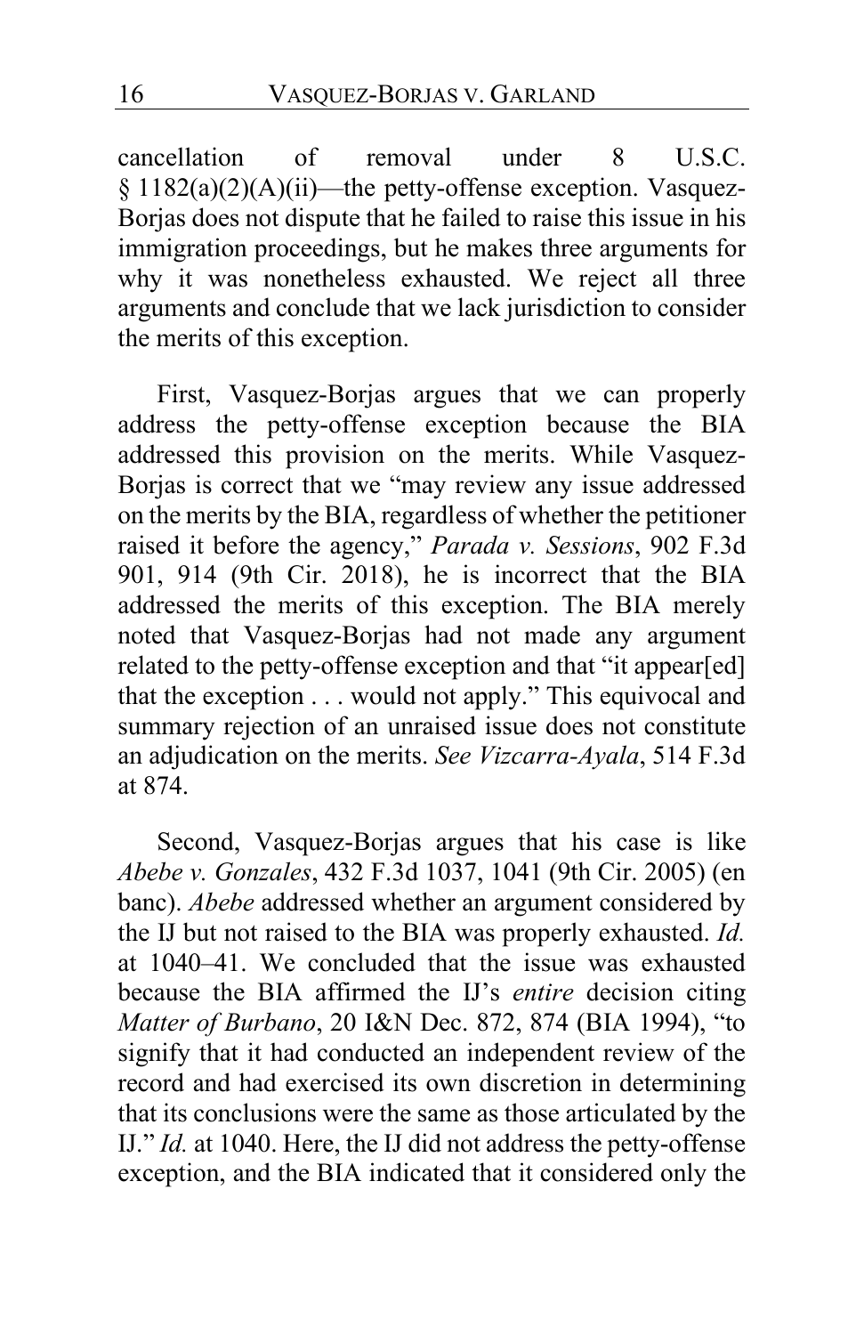cancellation of removal under 8 U.S.C. § 1182(a)(2)(A)(ii)—the petty-offense exception. Vasquez-Borjas does not dispute that he failed to raise this issue in his immigration proceedings, but he makes three arguments for why it was nonetheless exhausted. We reject all three arguments and conclude that we lack jurisdiction to consider the merits of this exception.

First, Vasquez-Borjas argues that we can properly address the petty-offense exception because the BIA addressed this provision on the merits. While Vasquez-Borjas is correct that we "may review any issue addressed on the merits by the BIA, regardless of whether the petitioner raised it before the agency," *Parada v. Sessions*, 902 F.3d 901, 914 (9th Cir. 2018), he is incorrect that the BIA addressed the merits of this exception. The BIA merely noted that Vasquez-Borjas had not made any argument related to the petty-offense exception and that "it appear[ed] that the exception . . . would not apply." This equivocal and summary rejection of an unraised issue does not constitute an adjudication on the merits. *See Vizcarra-Ayala*, 514 F.3d at 874.

Second, Vasquez-Borjas argues that his case is like *Abebe v. Gonzales*, 432 F.3d 1037, 1041 (9th Cir. 2005) (en banc). *Abebe* addressed whether an argument considered by the IJ but not raised to the BIA was properly exhausted. *Id.* at 1040–41. We concluded that the issue was exhausted because the BIA affirmed the IJ's *entire* decision citing *Matter of Burbano*, 20 I&N Dec. 872, 874 (BIA 1994), "to signify that it had conducted an independent review of the record and had exercised its own discretion in determining that its conclusions were the same as those articulated by the IJ." *Id.* at 1040. Here, the IJ did not address the petty-offense exception, and the BIA indicated that it considered only the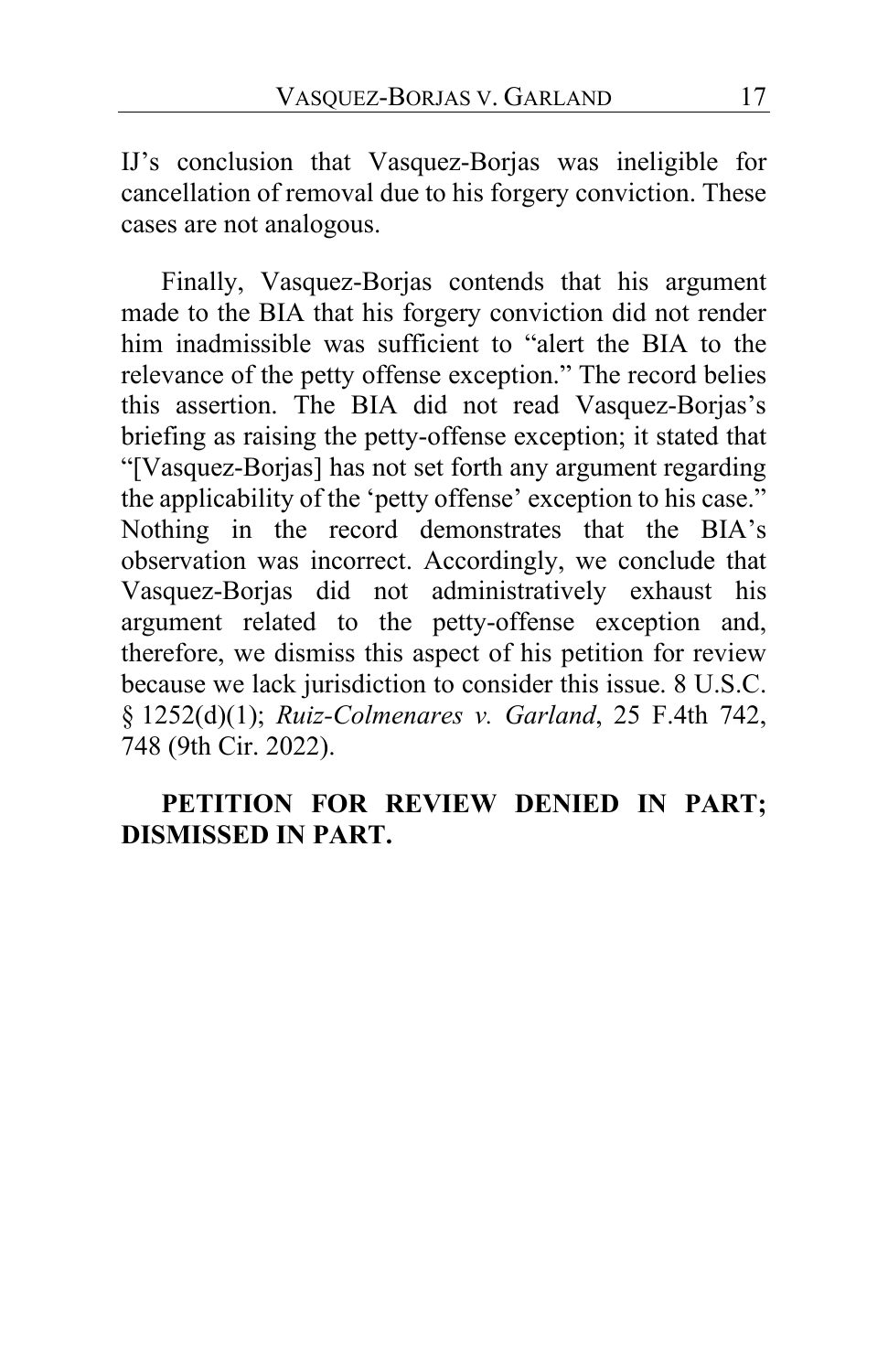IJ's conclusion that Vasquez-Borjas was ineligible for cancellation of removal due to his forgery conviction. These cases are not analogous.

Finally, Vasquez-Borjas contends that his argument made to the BIA that his forgery conviction did not render him inadmissible was sufficient to "alert the BIA to the relevance of the petty offense exception." The record belies this assertion. The BIA did not read Vasquez-Borjas's briefing as raising the petty-offense exception; it stated that "[Vasquez-Borjas] has not set forth any argument regarding the applicability of the 'petty offense' exception to his case." Nothing in the record demonstrates that the BIA's observation was incorrect. Accordingly, we conclude that Vasquez-Borjas did not administratively exhaust his argument related to the petty-offense exception and, therefore, we dismiss this aspect of his petition for review because we lack jurisdiction to consider this issue. 8 U.S.C. § 1252(d)(1); *Ruiz-Colmenares v. Garland*, 25 F.4th 742, 748 (9th Cir. 2022).

**PETITION FOR REVIEW DENIED IN PART; DISMISSED IN PART.**